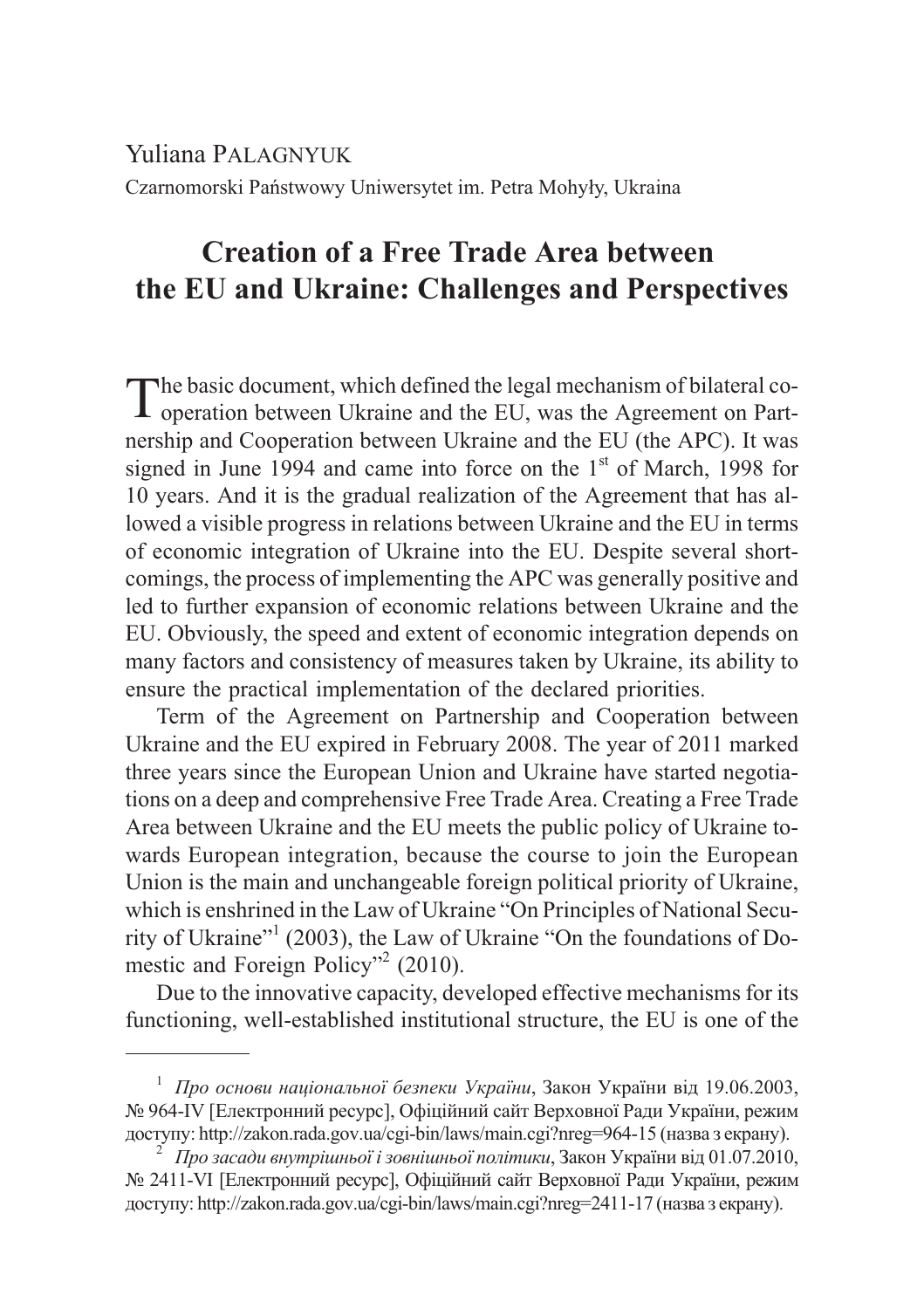Yuliana PALAGNYUK

Czarnomorski Państwowy Uniwersytet im. Petra Mohyły, Ukraina

# Creation of a Free Trade Area between the EU and Ukraine: Challenges and Perspectives

The basic document, which defined the legal mechanism of bilateral cooperation between Ukraine and the EU, was the Agreement on Partnership and Cooperation between Ukraine and the EU (the APC). It was signed in June 1994 and came into force on the 1st of March, 1998 for 10 years. And it is the gradual realization of the Agreement that has allowed a visible progress in relations between Ukraine and the EU in terms of economic integration of Ukraine into the EU. Despite several shortcomings, the process of implementing the APC was generally positive and led to further expansion of economic relations between Ukraine and the EU. Obviously, the speed and extent of economic integration depends on many factors and consistency of measures taken by Ukraine, its ability to ensure the practical implementation of the declared priorities.

Term of the Agreement on Partnership and Cooperation between Ukraine and the EU expired in February 2008. The year of 2011 marked three years since the European Union and Ukraine have started negotiations on a deep and comprehensive Free Trade Area. Creating a Free Trade Area between Ukraine and the EU meets the public policy of Ukraine towards European integration, because the course to join the European Union is the main and unchangeable foreign political priority of Ukraine, which is enshrined in the Law of Ukraine "On Principles of National Security of Ukraine"[1] (2003), the Law of Ukraine "On the foundations of Domestic and Foreign Policy"[2] (2010).

Due to the innovative capacity, developed effective mechanisms for its functioning, well-established institutional structure, the EU is one of the

---

[1] *Про основи національної безпеки України*, Закон України від 19.06.2003, № 964-IV [Електронний ресурс], Офіційний сайт Верховної Ради України, режим доступу: http://zakon.rada.gov.ua/cgi-bin/laws/main.cgi?nreg=964-15 (назва з екрану).

[2] *Про засади внутрішньої і зовнішньої політики*, Закон України від 01.07.2010, № 2411-VI [Електронний ресурс], Офіційний сайт Верховної Ради України, режим доступу: http://zakon.rada.gov.ua/cgi-bin/laws/main.cgi?nreg=2411-17 (назва з екрану).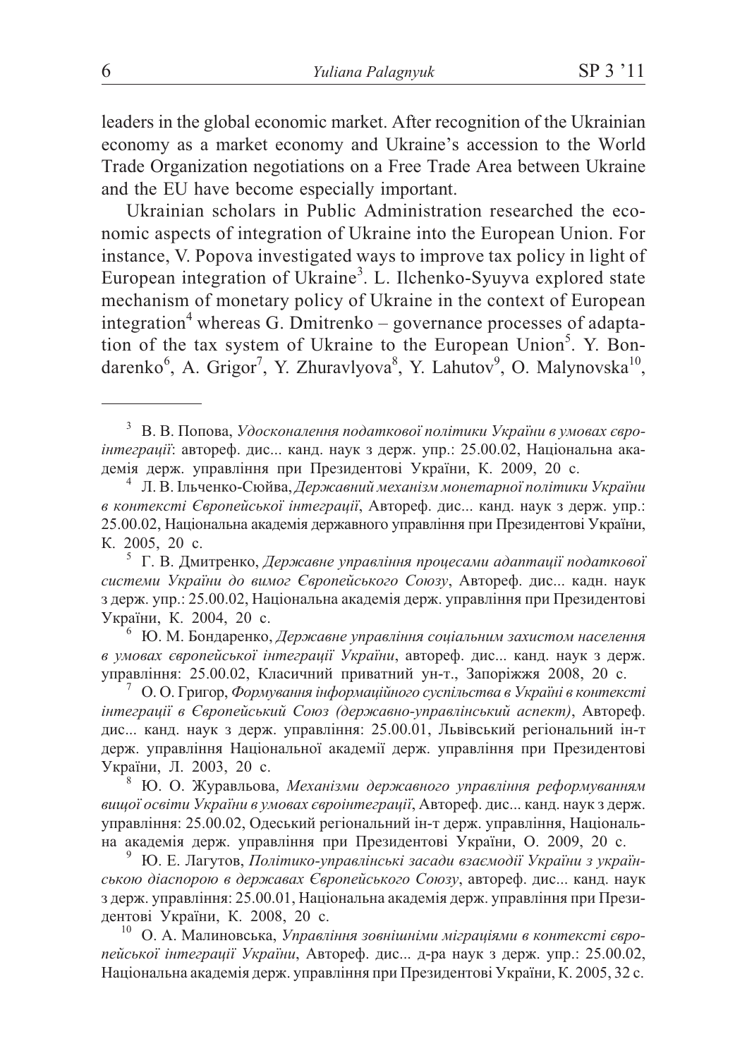leaders in the global economic market. After recognition of the Ukrainian economy as a market economy and Ukraine's accession to the World Trade Organization negotiations on a Free Trade Area between Ukraine and the EU have become especially important.

Ukrainian scholars in Public Administration researched the economic aspects of integration of Ukraine into the European Union. For instance, V. Popova investigated ways to improve tax policy in light of European integration of Ukraine[3]. L. Ilchenko-Syuyva explored state mechanism of monetary policy of Ukraine in the context of European integration[4] whereas G. Dmitrenko – governance processes of adaptation of the tax system of Ukraine to the European Union[5]. Y. Bondarenko[6], A. Grigor[7], Y. Zhuravlyova[8], Y. Lahutov[9], O. Malynovska[10],

---

[3] В. В. Попова, *Удосконалення податкової політики України в умовах євроінтеграції*: автореф. дис... канд. наук з держ. упр.: 25.00.02, Національна академія держ. управління при Президентові України, К. 2009, 20 с.

[4] Л. В. Ільченко-Сюйва, *Державний механізм монетарної політики України в контексті Європейської інтеграції*, Автореф. дис... канд. наук з держ. упр.: 25.00.02, Національна академія державного управління при Президентові України, К. 2005, 20 с.

[5] Г. В. Дмитренко, *Державне управління процесами адаптації податкової системи України до вимог Європейського Союзу*, Автореф. дис... кадн. наук з держ. упр.: 25.00.02, Національна академія держ. управління при Президентові України, К. 2004, 20 с.

[6] Ю. М. Бондаренко, *Державне управління соціальним захистом населення в умовах європейської інтеграції України*, автореф. дис... канд. наук з держ. управління: 25.00.02, Класичний приватний ун-т., Запоріжжя 2008, 20 с.

[7] О. О. Григор, *Формування інформаційного суспільства в Україні в контексті інтеграції в Європейський Союз (державно-управлінський аспект)*, Автореф. дис... канд. наук з держ. управління: 25.00.01, Львівський регіональний ін-т держ. управління Національної академії держ. управління при Президентові України, Л. 2003, 20 с.

[8] Ю. О. Журавльова, *Механізми державного управління реформуванням вищої освіти України в умовах євроінтеграції*, Автореф. дис... канд. наук з держ. управління: 25.00.02, Одеський регіональний ін-т держ. управління, Національна академія держ. управління при Президентові України, О. 2009, 20 с.

[9] Ю. Е. Лагутов, *Політико-управлінські засади взаємодії України з українською діаспорою в державах Європейського Союзу*, автореф. дис... канд. наук з держ. управління: 25.00.01, Національна академія держ. управління при Президентові України, К. 2008, 20 с.

[10] О. А. Малиновська, *Управління зовнішніми міграціями в контексті європейської інтеграції України*, Автореф. дис... д-ра наук з держ. упр.: 25.00.02, Національна академія держ. управління при Президентові України, К. 2005, 32 с.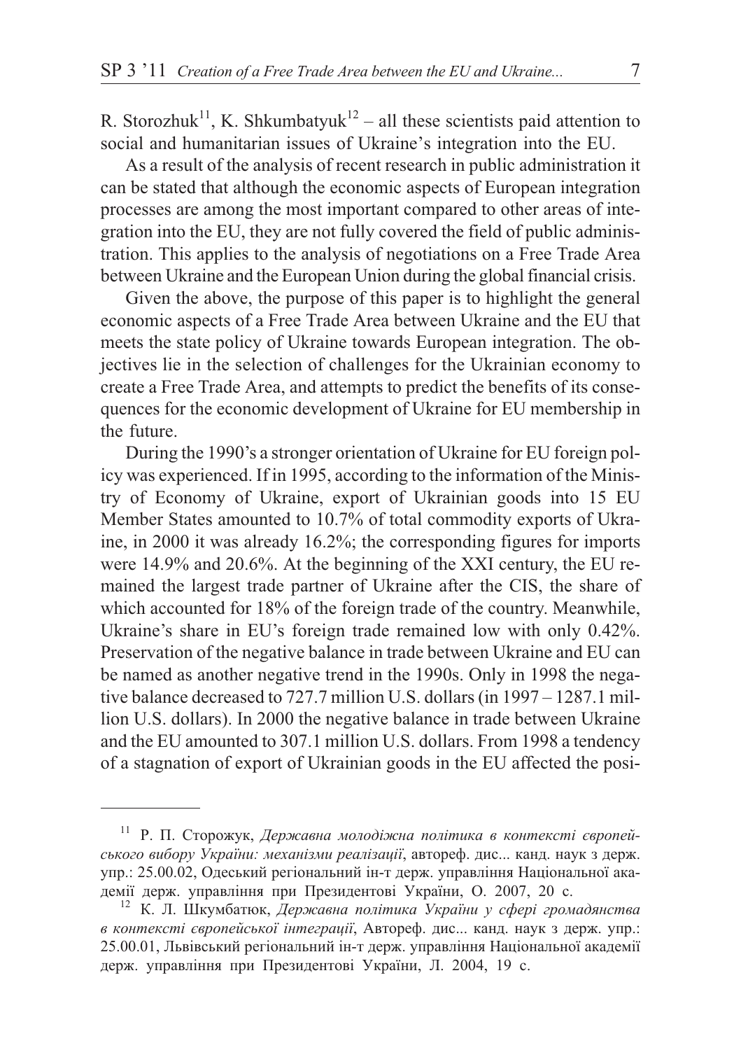R. Storozhuk[11], K. Shkumbatyuk[12] – all these scientists paid attention to social and humanitarian issues of Ukraine's integration into the EU.

As a result of the analysis of recent research in public administration it can be stated that although the economic aspects of European integration processes are among the most important compared to other areas of integration into the EU, they are not fully covered the field of public administration. This applies to the analysis of negotiations on a Free Trade Area between Ukraine and the European Union during the global financial crisis.

Given the above, the purpose of this paper is to highlight the general economic aspects of a Free Trade Area between Ukraine and the EU that meets the state policy of Ukraine towards European integration. The objectives lie in the selection of challenges for the Ukrainian economy to create a Free Trade Area, and attempts to predict the benefits of its consequences for the economic development of Ukraine for EU membership in the future.

During the 1990's a stronger orientation of Ukraine for EU foreign policy was experienced. If in 1995, according to the information of the Ministry of Economy of Ukraine, export of Ukrainian goods into 15 EU Member States amounted to 10.7% of total commodity exports of Ukraine, in 2000 it was already 16.2%; the corresponding figures for imports were 14.9% and 20.6%. At the beginning of the XXI century, the EU remained the largest trade partner of Ukraine after the CIS, the share of which accounted for 18% of the foreign trade of the country. Meanwhile, Ukraine's share in EU's foreign trade remained low with only 0.42%. Preservation of the negative balance in trade between Ukraine and EU can be named as another negative trend in the 1990s. Only in 1998 the negative balance decreased to 727.7 million U.S. dollars (in 1997 – 1287.1 million U.S. dollars). In 2000 the negative balance in trade between Ukraine and the EU amounted to 307.1 million U.S. dollars. From 1998 a tendency of a stagnation of export of Ukrainian goods in the EU affected the posi-

---

[11] Р. П. Сторожук, *Державна молодіжна політика в контексті європейського вибору України: механізми реалізації*, автореф. дис... канд. наук з держ. упр.: 25.00.02, Одеський регіональний ін-т держ. управління Національної академії держ. управління при Президентові України, О. 2007, 20 с.

[12] К. Л. Шкумбатюк, *Державна політика України у сфері громадянства в контексті європейської інтеграції*, Автореф. дис... канд. наук з держ. упр.: 25.00.01, Львівський регіональний ін-т держ. управління Національної академії держ. управління при Президентові України, Л. 2004, 19 с.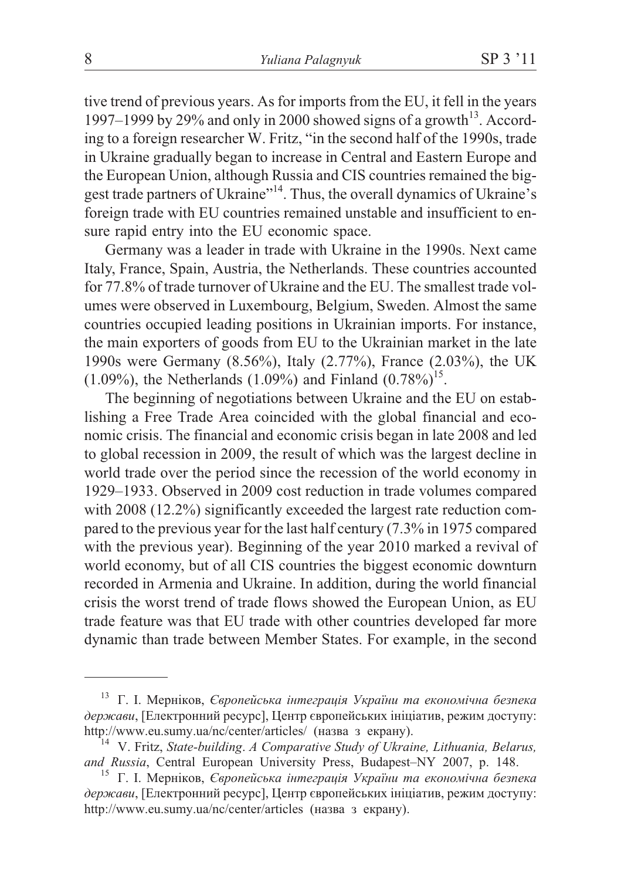tive trend of previous years. As for imports from the EU, it fell in the years 1997–1999 by 29% and only in 2000 showed signs of a growth[13]. According to a foreign researcher W. Fritz, "in the second half of the 1990s, trade in Ukraine gradually began to increase in Central and Eastern Europe and the European Union, although Russia and CIS countries remained the biggest trade partners of Ukraine"[14]. Thus, the overall dynamics of Ukraine's foreign trade with EU countries remained unstable and insufficient to ensure rapid entry into the EU economic space.

Germany was a leader in trade with Ukraine in the 1990s. Next came Italy, France, Spain, Austria, the Netherlands. These countries accounted for 77.8% of trade turnover of Ukraine and the EU. The smallest trade volumes were observed in Luxembourg, Belgium, Sweden. Almost the same countries occupied leading positions in Ukrainian imports. For instance, the main exporters of goods from EU to the Ukrainian market in the late 1990s were Germany (8.56%), Italy (2.77%), France (2.03%), the UK (1.09%), the Netherlands (1.09%) and Finland (0.78%)[15].

The beginning of negotiations between Ukraine and the EU on establishing a Free Trade Area coincided with the global financial and economic crisis. The financial and economic crisis began in late 2008 and led to global recession in 2009, the result of which was the largest decline in world trade over the period since the recession of the world economy in 1929–1933. Observed in 2009 cost reduction in trade volumes compared with 2008 (12.2%) significantly exceeded the largest rate reduction compared to the previous year for the last half century (7.3% in 1975 compared with the previous year). Beginning of the year 2010 marked a revival of world economy, but of all CIS countries the biggest economic downturn recorded in Armenia and Ukraine. In addition, during the world financial crisis the worst trend of trade flows showed the European Union, as EU trade feature was that EU trade with other countries developed far more dynamic than trade between Member States. For example, in the second

---

[13] Г. І. Мерніков, *Європейська інтеграція України та економічна безпека держави*, [Електронний ресурс], Центр європейських ініціатив, режим доступу: http://www.eu.sumy.ua/nc/center/articles/ (назва з екрану).

[14] V. Fritz, *State-building*. *A Comparative Study of Ukraine, Lithuania, Belarus, and Russia*, Central European University Press, Budapest–NY 2007, p. 148.

[15] Г. І. Мерніков, *Європейська інтеграція України та економічна безпека держави*, [Електронний ресурс], Центр європейських ініціатив, режим доступу: http://www.eu.sumy.ua/nc/center/articles (назва з екрану).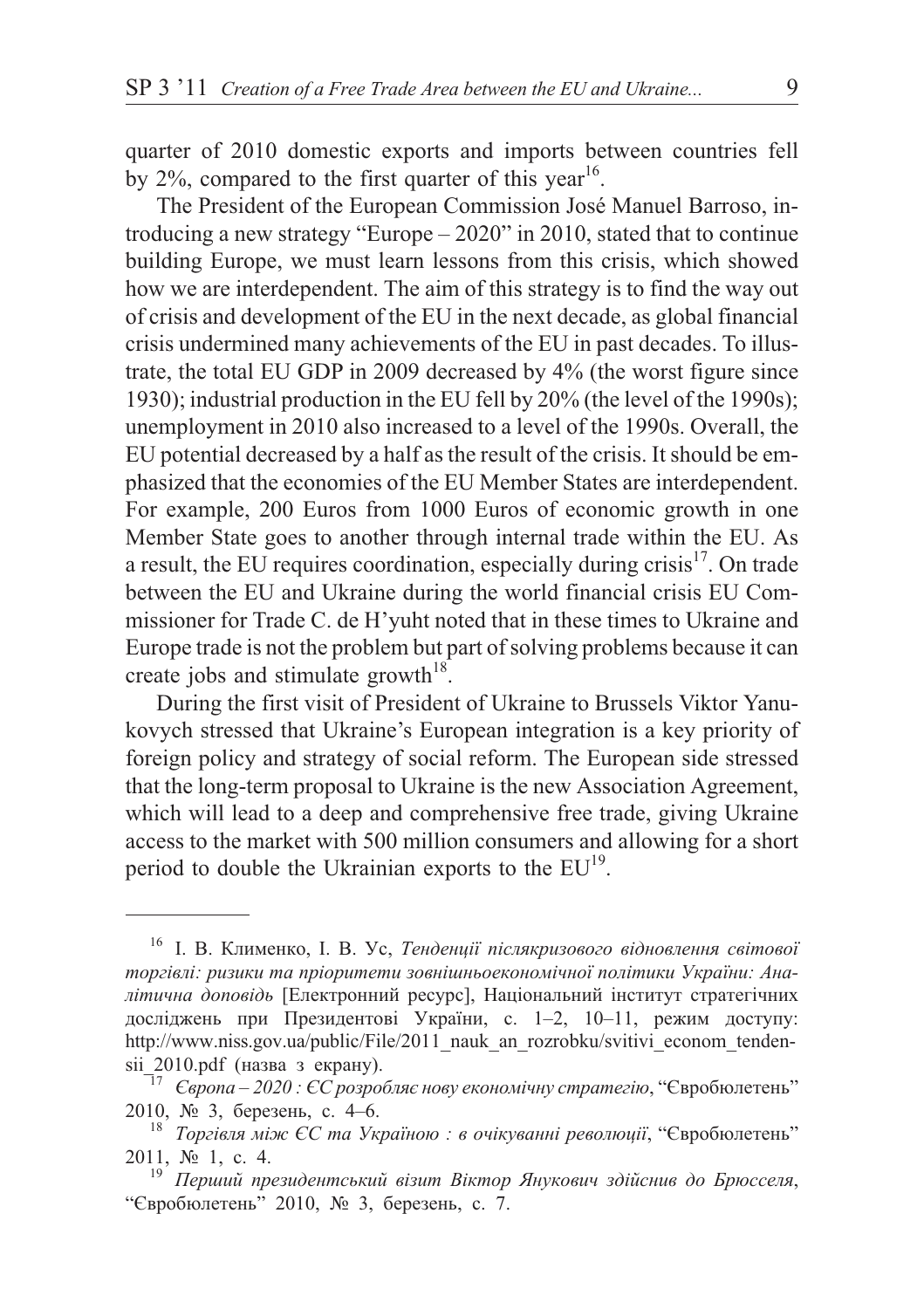quarter of 2010 domestic exports and imports between countries fell by 2%, compared to the first quarter of this year[16].

The President of the European Commission José Manuel Barroso, introducing a new strategy "Europe – 2020" in 2010, stated that to continue building Europe, we must learn lessons from this crisis, which showed how we are interdependent. The aim of this strategy is to find the way out of crisis and development of the EU in the next decade, as global financial crisis undermined many achievements of the EU in past decades. To illustrate, the total EU GDP in 2009 decreased by 4% (the worst figure since 1930); industrial production in the EU fell by 20% (the level of the 1990s); unemployment in 2010 also increased to a level of the 1990s. Overall, the EU potential decreased by a half as the result of the crisis. It should be emphasized that the economies of the EU Member States are interdependent. For example, 200 Euros from 1000 Euros of economic growth in one Member State goes to another through internal trade within the EU. As a result, the EU requires coordination, especially during crisis[17]. On trade between the EU and Ukraine during the world financial crisis EU Commissioner for Trade C. de H'yuht noted that in these times to Ukraine and Europe trade is not the problem but part of solving problems because it can create jobs and stimulate growth[18].

During the first visit of President of Ukraine to Brussels Viktor Yanukovych stressed that Ukraine's European integration is a key priority of foreign policy and strategy of social reform. The European side stressed that the long-term proposal to Ukraine is the new Association Agreement, which will lead to a deep and comprehensive free trade, giving Ukraine access to the market with 500 million consumers and allowing for a short period to double the Ukrainian exports to the EU[19].

---

[16] І. В. Клименко, І. В. Ус, *Тенденції післякризового відновлення світової торгівлі: ризики та пріоритети зовнішньоекономічної політики України: Аналітична доповідь* [Електронний ресурс], Національний інститут стратегічних досліджень при Президентові України, с. 1–2, 10–11, режим доступу: http://www.niss.gov.ua/public/File/2011_nauk_an_rozrobku/svitivi_econom_tendensii_2010.pdf (назва з екрану).

[17] *Європа – 2020 : ЄС розробляє нову економічну стратегію*, "Євробюлетень" 2010, № 3, березень, с. 4–6.

[18] *Торгівля між ЄС та Україною : в очікуванні революції*, "Євробюлетень" 2011, № 1, с. 4.

[19] *Перший президентський візит Віктор Янукович здійснив до Брюсселя*, "Євробюлетень" 2010, № 3, березень, с. 7.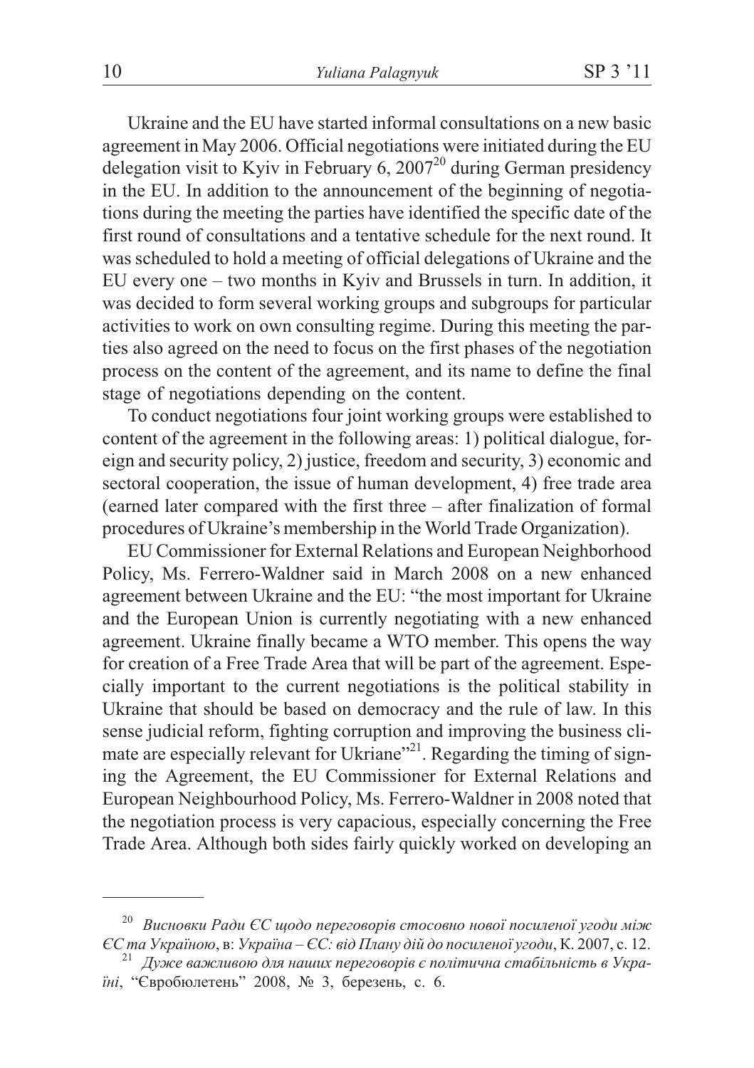Ukraine and the EU have started informal consultations on a new basic agreement in May 2006. Official negotiations were initiated during the EU delegation visit to Kyiv in February 6, 2007[20] during German presidency in the EU. In addition to the announcement of the beginning of negotiations during the meeting the parties have identified the specific date of the first round of consultations and a tentative schedule for the next round. It was scheduled to hold a meeting of official delegations of Ukraine and the EU every one – two months in Kyiv and Brussels in turn. In addition, it was decided to form several working groups and subgroups for particular activities to work on own consulting regime. During this meeting the parties also agreed on the need to focus on the first phases of the negotiation process on the content of the agreement, and its name to define the final stage of negotiations depending on the content.

To conduct negotiations four joint working groups were established to content of the agreement in the following areas: 1) political dialogue, foreign and security policy, 2) justice, freedom and security, 3) economic and sectoral cooperation, the issue of human development, 4) free trade area (earned later compared with the first three – after finalization of formal procedures of Ukraine's membership in the World Trade Organization).

EU Commissioner for External Relations and European Neighborhood Policy, Ms. Ferrero-Waldner said in March 2008 on a new enhanced agreement between Ukraine and the EU: "the most important for Ukraine and the European Union is currently negotiating with a new enhanced agreement. Ukraine finally became a WTO member. This opens the way for creation of a Free Trade Area that will be part of the agreement. Especially important to the current negotiations is the political stability in Ukraine that should be based on democracy and the rule of law. In this sense judicial reform, fighting corruption and improving the business climate are especially relevant for Ukriane"[21]. Regarding the timing of signing the Agreement, the EU Commissioner for External Relations and European Neighbourhood Policy, Ms. Ferrero-Waldner in 2008 noted that the negotiation process is very capacious, especially concerning the Free Trade Area. Although both sides fairly quickly worked on developing an

---

[20] *Висновки Ради ЄС щодо переговорів стосовно нової посиленої угоди між ЄС та Україною*, в: *Україна – ЄС: від Плану дій до посиленої угоди*, К. 2007, с. 12.

[21] *Дуже важливою для наших переговорів є політична стабільність в Україні*, "Євробюлетень" 2008, № 3, березень, с. 6.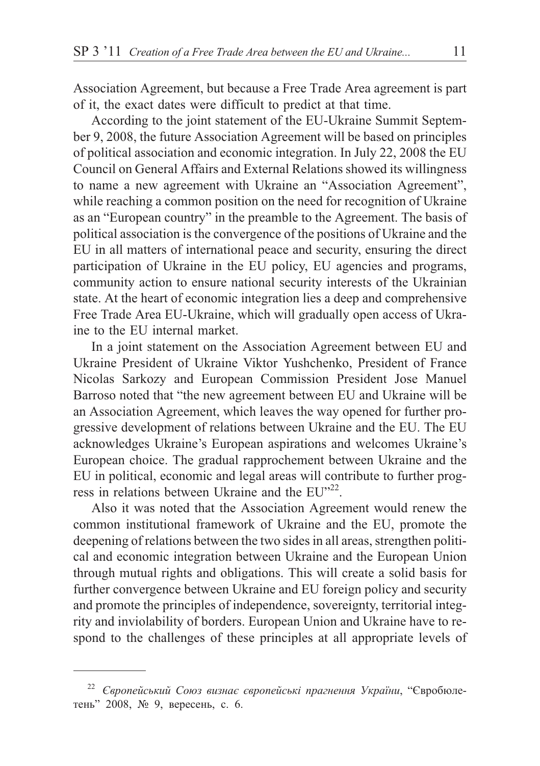Association Agreement, but because a Free Trade Area agreement is part of it, the exact dates were difficult to predict at that time.

According to the joint statement of the EU-Ukraine Summit September 9, 2008, the future Association Agreement will be based on principles of political association and economic integration. In July 22, 2008 the EU Council on General Affairs and External Relations showed its willingness to name a new agreement with Ukraine an "Association Agreement", while reaching a common position on the need for recognition of Ukraine as an "European country" in the preamble to the Agreement. The basis of political association is the convergence of the positions of Ukraine and the EU in all matters of international peace and security, ensuring the direct participation of Ukraine in the EU policy, EU agencies and programs, community action to ensure national security interests of the Ukrainian state. At the heart of economic integration lies a deep and comprehensive Free Trade Area EU-Ukraine, which will gradually open access of Ukraine to the EU internal market.

In a joint statement on the Association Agreement between EU and Ukraine President of Ukraine Viktor Yushchenko, President of France Nicolas Sarkozy and European Commission President Jose Manuel Barroso noted that "the new agreement between EU and Ukraine will be an Association Agreement, which leaves the way opened for further progressive development of relations between Ukraine and the EU. The EU acknowledges Ukraine's European aspirations and welcomes Ukraine's European choice. The gradual rapprochement between Ukraine and the EU in political, economic and legal areas will contribute to further progress in relations between Ukraine and the EU"[22].

Also it was noted that the Association Agreement would renew the common institutional framework of Ukraine and the EU, promote the deepening of relations between the two sides in all areas, strengthen political and economic integration between Ukraine and the European Union through mutual rights and obligations. This will create a solid basis for further convergence between Ukraine and EU foreign policy and security and promote the principles of independence, sovereignty, territorial integrity and inviolability of borders. European Union and Ukraine have to respond to the challenges of these principles at all appropriate levels of

---

[22] *Європейський Союз визнає європейські прагнення України*, "Євробюлетень" 2008, № 9, вересень, с. 6.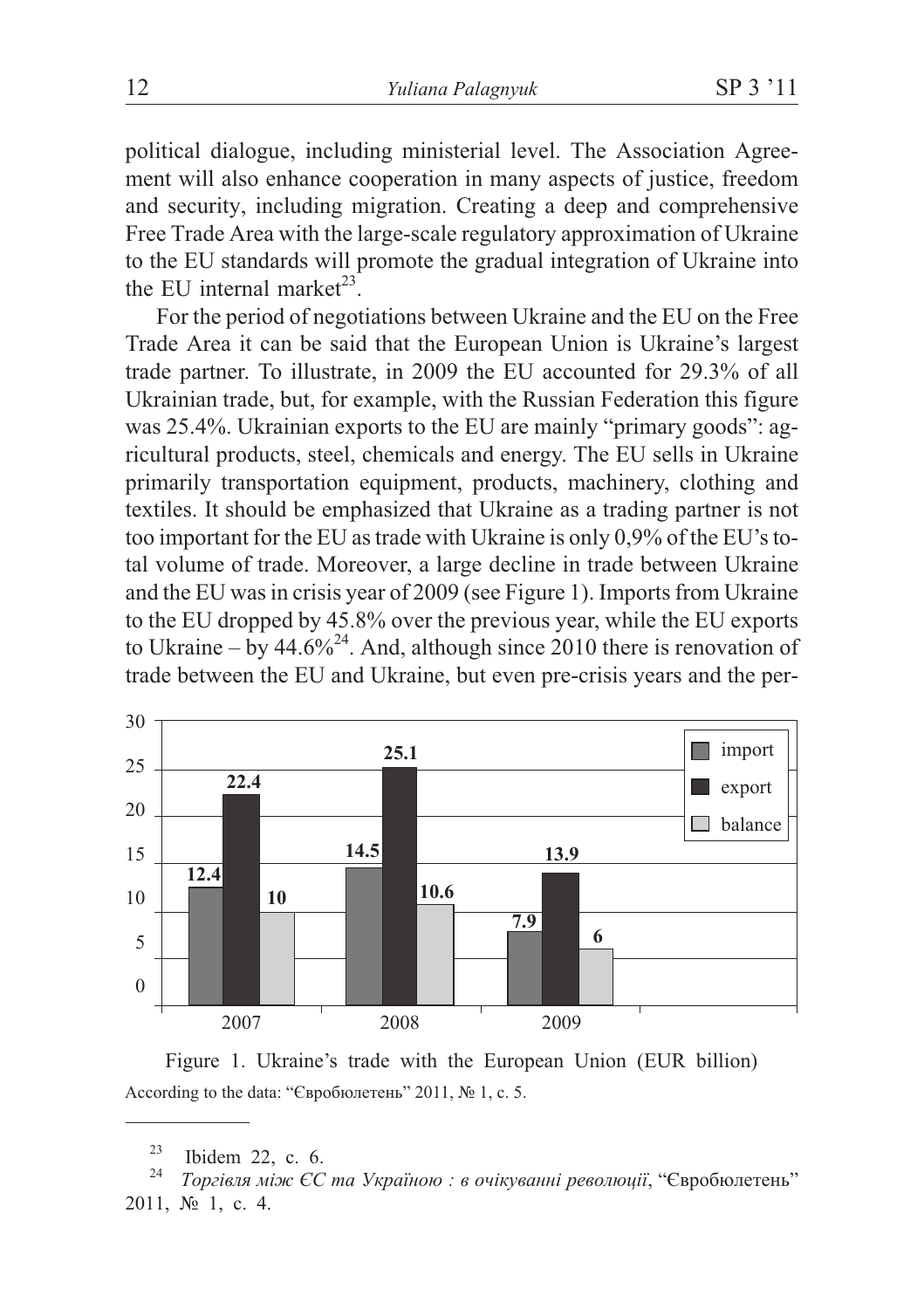political dialogue, including ministerial level. The Association Agreement will also enhance cooperation in many aspects of justice, freedom and security, including migration. Creating a deep and comprehensive Free Trade Area with the large-scale regulatory approximation of Ukraine to the EU standards will promote the gradual integration of Ukraine into the EU internal market[23].

For the period of negotiations between Ukraine and the EU on the Free Trade Area it can be said that the European Union is Ukraine's largest trade partner. To illustrate, in 2009 the EU accounted for 29.3% of all Ukrainian trade, but, for example, with the Russian Federation this figure was 25.4%. Ukrainian exports to the EU are mainly "primary goods": agricultural products, steel, chemicals and energy. The EU sells in Ukraine primarily transportation equipment, products, machinery, clothing and textiles. It should be emphasized that Ukraine as a trading partner is not too important for the EU as trade with Ukraine is only 0,9% of the EU's total volume of trade. Moreover, a large decline in trade between Ukraine and the EU was in crisis year of 2009 (see Figure 1). Imports from Ukraine to the EU dropped by 45.8% over the previous year, while the EU exports to Ukraine – by 44.6%[24]. And, although since 2010 there is renovation of trade between the EU and Ukraine, but even pre-crisis years and the per-

| | import | export | balance |
|---|---|---|---|
| 2007 | 12.4 | 22.4 | 10 |
| 2008 | 14.5 | 25.1 | 10.6 |
| 2009 | 7.9 | 13.9 | 6 |

Figure 1. Ukraine's trade with the European Union (EUR billion)
According to the data: "Євробюлетень" 2011, № 1, с. 5.

---

[23] Ibidem 22, c. 6.

[24] *Торгівля між ЄС та Україною : в очікуванні революції*, "Євробюлетень" 2011, № 1, c. 4.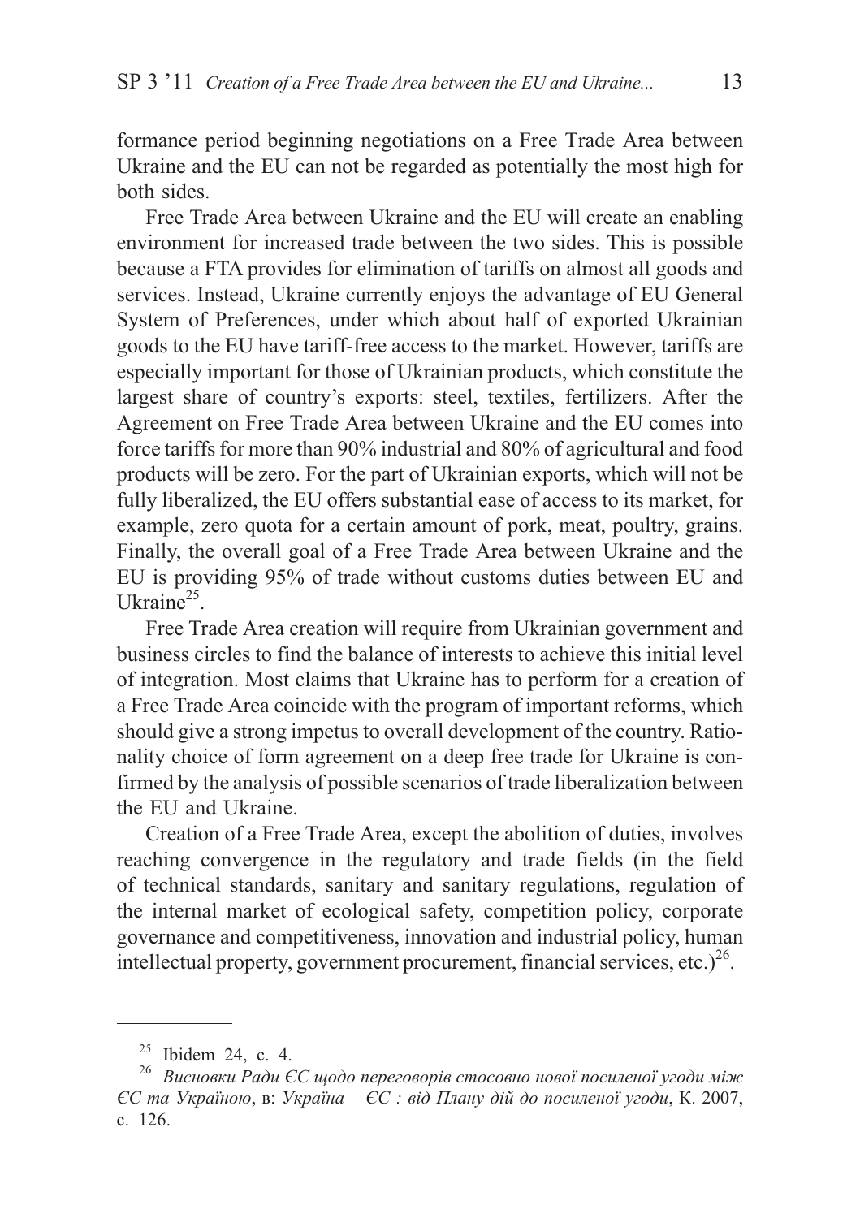formance period beginning negotiations on a Free Trade Area between Ukraine and the EU can not be regarded as potentially the most high for both sides.

Free Trade Area between Ukraine and the EU will create an enabling environment for increased trade between the two sides. This is possible because a FTA provides for elimination of tariffs on almost all goods and services. Instead, Ukraine currently enjoys the advantage of EU General System of Preferences, under which about half of exported Ukrainian goods to the EU have tariff-free access to the market. However, tariffs are especially important for those of Ukrainian products, which constitute the largest share of country's exports: steel, textiles, fertilizers. After the Agreement on Free Trade Area between Ukraine and the EU comes into force tariffs for more than 90% industrial and 80% of agricultural and food products will be zero. For the part of Ukrainian exports, which will not be fully liberalized, the EU offers substantial ease of access to its market, for example, zero quota for a certain amount of pork, meat, poultry, grains. Finally, the overall goal of a Free Trade Area between Ukraine and the EU is providing 95% of trade without customs duties between EU and Ukraine[25].

Free Trade Area creation will require from Ukrainian government and business circles to find the balance of interests to achieve this initial level of integration. Most claims that Ukraine has to perform for a creation of a Free Trade Area coincide with the program of important reforms, which should give a strong impetus to overall development of the country. Rationality choice of form agreement on a deep free trade for Ukraine is confirmed by the analysis of possible scenarios of trade liberalization between the EU and Ukraine.

Creation of a Free Trade Area, except the abolition of duties, involves reaching convergence in the regulatory and trade fields (in the field of technical standards, sanitary and sanitary regulations, regulation of the internal market of ecological safety, competition policy, corporate governance and competitiveness, innovation and industrial policy, human intellectual property, government procurement, financial services, etc.)[26].

---

[25] Ibidem 24, c. 4.

[26] *Висновки Ради ЄС щодо переговорів стосовно нової посиленої угоди між ЄС та Україною*, в: *Україна – ЄС : від Плану дій до посиленої угоди*, К. 2007, c. 126.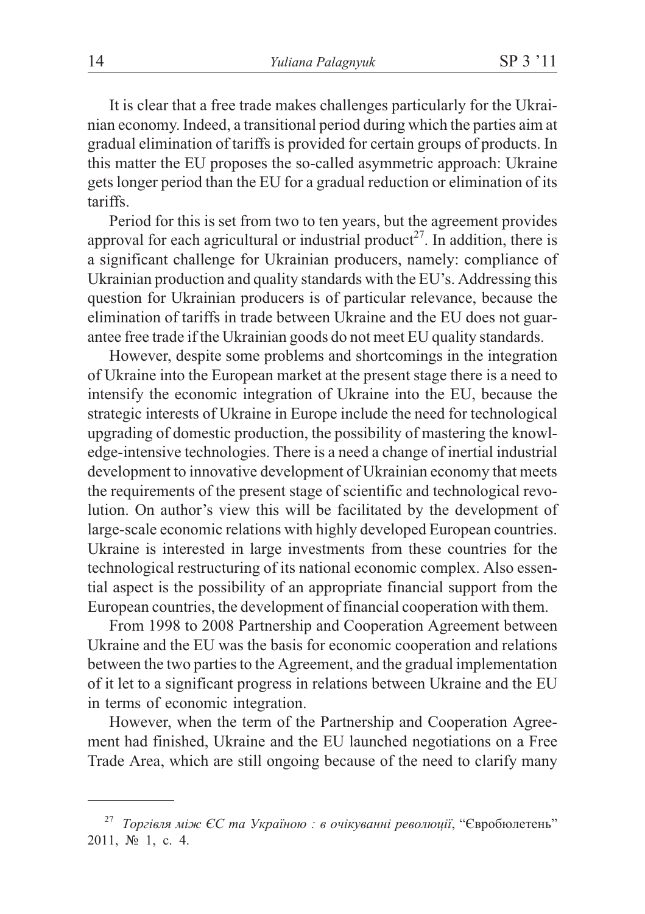It is clear that a free trade makes challenges particularly for the Ukrainian economy. Indeed, a transitional period during which the parties aim at gradual elimination of tariffs is provided for certain groups of products. In this matter the EU proposes the so-called asymmetric approach: Ukraine gets longer period than the EU for a gradual reduction or elimination of its tariffs.

Period for this is set from two to ten years, but the agreement provides approval for each agricultural or industrial product[27]. In addition, there is a significant challenge for Ukrainian producers, namely: compliance of Ukrainian production and quality standards with the EU's. Addressing this question for Ukrainian producers is of particular relevance, because the elimination of tariffs in trade between Ukraine and the EU does not guarantee free trade if the Ukrainian goods do not meet EU quality standards.

However, despite some problems and shortcomings in the integration of Ukraine into the European market at the present stage there is a need to intensify the economic integration of Ukraine into the EU, because the strategic interests of Ukraine in Europe include the need for technological upgrading of domestic production, the possibility of mastering the knowledge-intensive technologies. There is a need a change of inertial industrial development to innovative development of Ukrainian economy that meets the requirements of the present stage of scientific and technological revolution. On author's view this will be facilitated by the development of large-scale economic relations with highly developed European countries. Ukraine is interested in large investments from these countries for the technological restructuring of its national economic complex. Also essential aspect is the possibility of an appropriate financial support from the European countries, the development of financial cooperation with them.

From 1998 to 2008 Partnership and Cooperation Agreement between Ukraine and the EU was the basis for economic cooperation and relations between the two parties to the Agreement, and the gradual implementation of it let to a significant progress in relations between Ukraine and the EU in terms of economic integration.

However, when the term of the Partnership and Cooperation Agreement had finished, Ukraine and the EU launched negotiations on a Free Trade Area, which are still ongoing because of the need to clarify many

---

[27] *Торгівля між ЄС та Україною : в очікуванні революції*, "Євробюлетень" 2011, № 1, с. 4.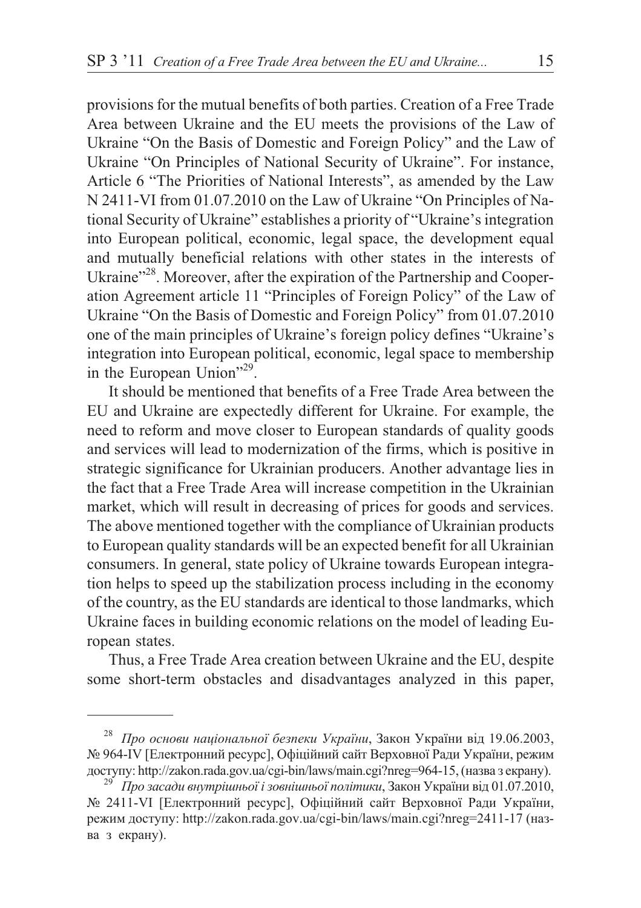provisions for the mutual benefits of both parties. Creation of a Free Trade Area between Ukraine and the EU meets the provisions of the Law of Ukraine "On the Basis of Domestic and Foreign Policy" and the Law of Ukraine "On Principles of National Security of Ukraine". For instance, Article 6 "The Priorities of National Interests", as amended by the Law N 2411-VI from 01.07.2010 on the Law of Ukraine "On Principles of National Security of Ukraine" establishes a priority of "Ukraine's integration into European political, economic, legal space, the development equal and mutually beneficial relations with other states in the interests of Ukraine"[28]. Moreover, after the expiration of the Partnership and Cooperation Agreement article 11 "Principles of Foreign Policy" of the Law of Ukraine "On the Basis of Domestic and Foreign Policy" from 01.07.2010 one of the main principles of Ukraine's foreign policy defines "Ukraine's integration into European political, economic, legal space to membership in the European Union"[29].

It should be mentioned that benefits of a Free Trade Area between the EU and Ukraine are expectedly different for Ukraine. For example, the need to reform and move closer to European standards of quality goods and services will lead to modernization of the firms, which is positive in strategic significance for Ukrainian producers. Another advantage lies in the fact that a Free Trade Area will increase competition in the Ukrainian market, which will result in decreasing of prices for goods and services. The above mentioned together with the compliance of Ukrainian products to European quality standards will be an expected benefit for all Ukrainian consumers. In general, state policy of Ukraine towards European integration helps to speed up the stabilization process including in the economy of the country, as the EU standards are identical to those landmarks, which Ukraine faces in building economic relations on the model of leading European states.

Thus, a Free Trade Area creation between Ukraine and the EU, despite some short-term obstacles and disadvantages analyzed in this paper,

---

[28] *Про основи національної безпеки України*, Закон України від 19.06.2003, № 964-IV [Електронний ресурс], Офіційний сайт Верховної Ради України, режим доступу: http://zakon.rada.gov.ua/cgi-bin/laws/main.cgi?nreg=964-15, (назва з екрану).

[29] *Про засади внутрішньої і зовнішньої політики*, Закон України від 01.07.2010, № 2411-VI [Електронний ресурс], Офіційний сайт Верховної Ради України, режим доступу: http://zakon.rada.gov.ua/cgi-bin/laws/main.cgi?nreg=2411-17 (назва з екрану).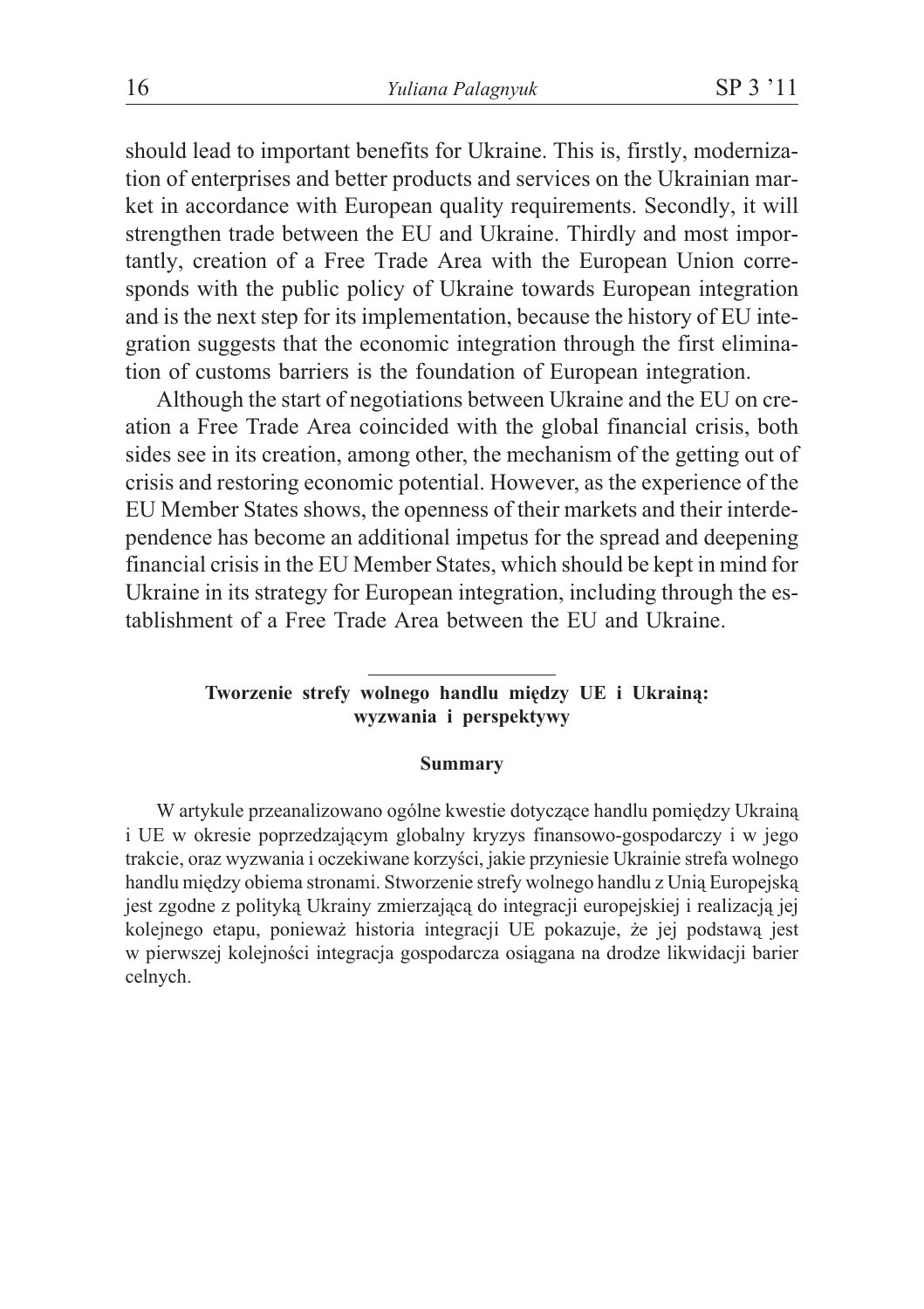should lead to important benefits for Ukraine. This is, firstly, modernization of enterprises and better products and services on the Ukrainian market in accordance with European quality requirements. Secondly, it will strengthen trade between the EU and Ukraine. Thirdly and most importantly, creation of a Free Trade Area with the European Union corresponds with the public policy of Ukraine towards European integration and is the next step for its implementation, because the history of EU integration suggests that the economic integration through the first elimination of customs barriers is the foundation of European integration.

Although the start of negotiations between Ukraine and the EU on creation a Free Trade Area coincided with the global financial crisis, both sides see in its creation, among other, the mechanism of the getting out of crisis and restoring economic potential. However, as the experience of the EU Member States shows, the openness of their markets and their interdependence has become an additional impetus for the spread and deepening financial crisis in the EU Member States, which should be kept in mind for Ukraine in its strategy for European integration, including through the establishment of a Free Trade Area between the EU and Ukraine.

---

**Tworzenie strefy wolnego handlu między UE i Ukrainą: wyzwania i perspektywy**

**Summary**

W artykule przeanalizowano ogólne kwestie dotyczące handlu pomiędzy Ukrainą i UE w okresie poprzedzającym globalny kryzys finansowo-gospodarczy i w jego trakcie, oraz wyzwania i oczekiwane korzyści, jakie przyniesie Ukrainie strefa wolnego handlu między obiema stronami. Stworzenie strefy wolnego handlu z Unią Europejską jest zgodne z polityką Ukrainy zmierzającą do integracji europejskiej i realizacją jej kolejnego etapu, ponieważ historia integracji UE pokazuje, że jej podstawą jest w pierwszej kolejności integracja gospodarcza osiągana na drodze likwidacji barier celnych.